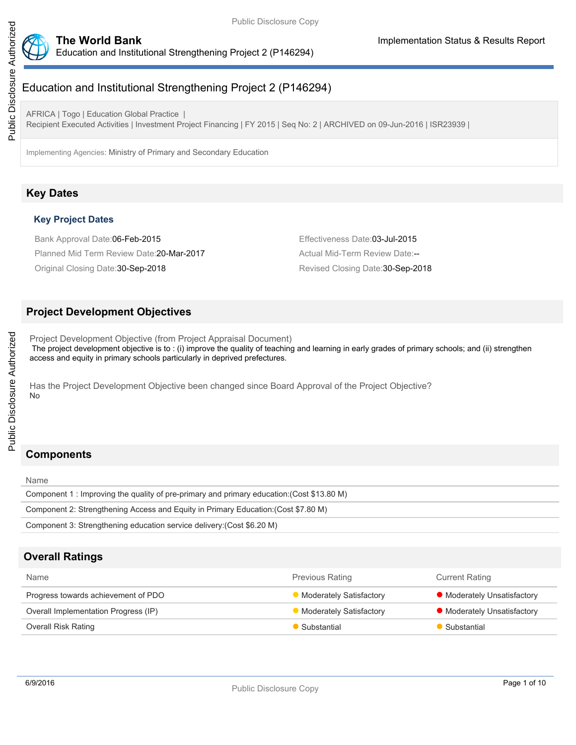# Education and Institutional Strengthening Project 2 (P146294)

AFRICA | Togo | Education Global Practice |
Recipient Executed Activities | Investment Project Financing | FY 2015 | Seq No: 2 | ARCHIVED on 09-Jun-2016 | ISR23939 |

Implementing Agencies: Ministry of Primary and Secondary Education

## Key Dates

### Key Project Dates

Bank Approval Date:06-Feb-2015

Effectiveness Date:03-Jul-2015

Planned Mid Term Review Date:20-Mar-2017

Actual Mid-Term Review Date:--

Original Closing Date:30-Sep-2018

Revised Closing Date:30-Sep-2018

## Project Development Objectives

Project Development Objective (from Project Appraisal Document)

The project development objective is to : (i) improve the quality of teaching and learning in early grades of primary schools; and (ii) strengthen access and equity in primary schools particularly in deprived prefectures.

Has the Project Development Objective been changed since Board Approval of the Project Objective?

No

## Components

| Name |
| --- |
| Component 1 : Improving the quality of pre-primary and primary education:(Cost $13.80 M) |
| Component 2: Strengthening Access and Equity in Primary Education:(Cost $7.80 M) |
| Component 3: Strengthening education service delivery:(Cost $6.20 M) |

## Overall Ratings

| Name | Previous Rating | Current Rating |
| --- | --- | --- |
| Progress towards achievement of PDO | Moderately Satisfactory | Moderately Unsatisfactory |
| Overall Implementation Progress (IP) | Moderately Satisfactory | Moderately Unsatisfactory |
| Overall Risk Rating | Substantial | Substantial |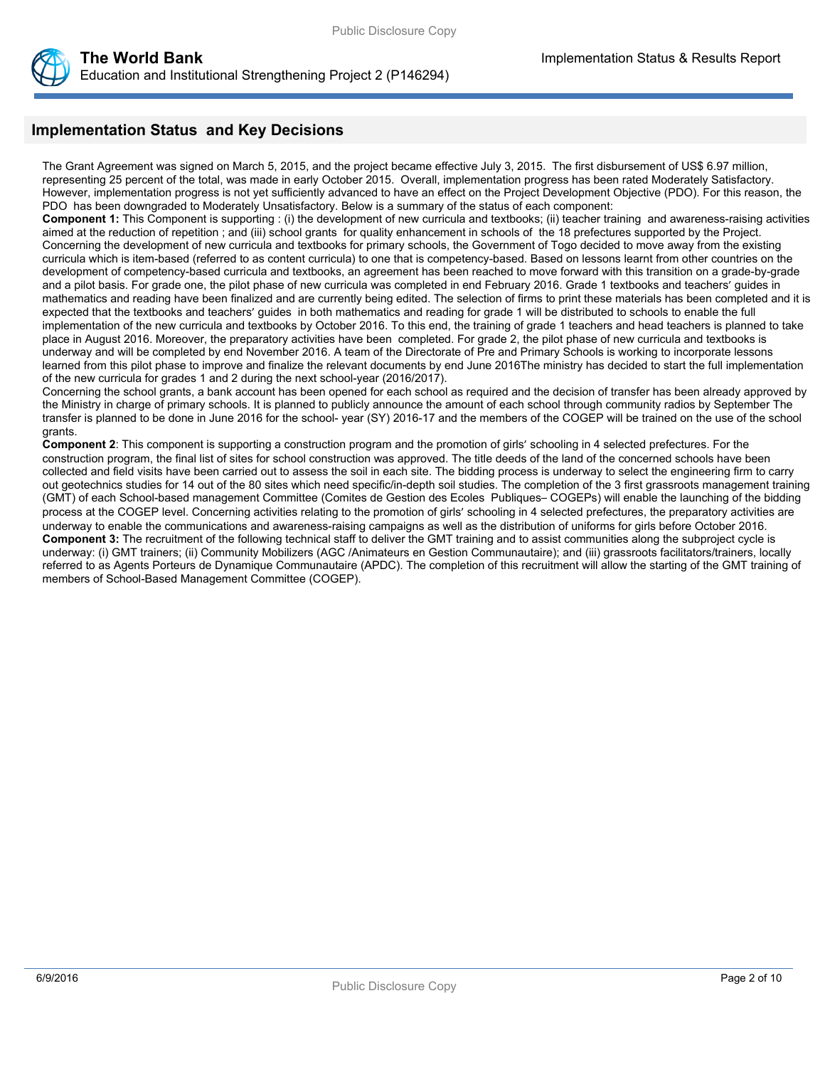## Implementation Status and Key Decisions

The Grant Agreement was signed on March 5, 2015, and the project became effective July 3, 2015. The first disbursement of US$ 6.97 million, representing 25 percent of the total, was made in early October 2015. Overall, implementation progress has been rated Moderately Satisfactory. However, implementation progress is not yet sufficiently advanced to have an effect on the Project Development Objective (PDO). For this reason, the PDO has been downgraded to Moderately Unsatisfactory. Below is a summary of the status of each component:

**Component 1:** This Component is supporting : (i) the development of new curricula and textbooks; (ii) teacher training and awareness-raising activities aimed at the reduction of repetition ; and (iii) school grants for quality enhancement in schools of the 18 prefectures supported by the Project. Concerning the development of new curricula and textbooks for primary schools, the Government of Togo decided to move away from the existing curricula which is item-based (referred to as content curricula) to one that is competency-based. Based on lessons learnt from other countries on the development of competency-based curricula and textbooks, an agreement has been reached to move forward with this transition on a grade-by-grade and a pilot basis. For grade one, the pilot phase of new curricula was completed in end February 2016. Grade 1 textbooks and teachers' guides in mathematics and reading have been finalized and are currently being edited. The selection of firms to print these materials has been completed and it is expected that the textbooks and teachers' guides in both mathematics and reading for grade 1 will be distributed to schools to enable the full implementation of the new curricula and textbooks by October 2016. To this end, the training of grade 1 teachers and head teachers is planned to take place in August 2016. Moreover, the preparatory activities have been completed. For grade 2, the pilot phase of new curricula and textbooks is underway and will be completed by end November 2016. A team of the Directorate of Pre and Primary Schools is working to incorporate lessons learned from this pilot phase to improve and finalize the relevant documents by end June 2016The ministry has decided to start the full implementation of the new curricula for grades 1 and 2 during the next school-year (2016/2017).

Concerning the school grants, a bank account has been opened for each school as required and the decision of transfer has been already approved by the Ministry in charge of primary schools. It is planned to publicly announce the amount of each school through community radios by September The transfer is planned to be done in June 2016 for the school- year (SY) 2016-17 and the members of the COGEP will be trained on the use of the school grants.

**Component 2**: This component is supporting a construction program and the promotion of girls' schooling in 4 selected prefectures. For the construction program, the final list of sites for school construction was approved. The title deeds of the land of the concerned schools have been collected and field visits have been carried out to assess the soil in each site. The bidding process is underway to select the engineering firm to carry out geotechnics studies for 14 out of the 80 sites which need specific/in-depth soil studies. The completion of the 3 first grassroots management training (GMT) of each School-based management Committee (Comites de Gestion des Ecoles Publiques– COGEPs) will enable the launching of the bidding process at the COGEP level. Concerning activities relating to the promotion of girls' schooling in 4 selected prefectures, the preparatory activities are underway to enable the communications and awareness-raising campaigns as well as the distribution of uniforms for girls before October 2016.

**Component 3:** The recruitment of the following technical staff to deliver the GMT training and to assist communities along the subproject cycle is underway: (i) GMT trainers; (ii) Community Mobilizers (AGC /Animateurs en Gestion Communautaire); and (iii) grassroots facilitators/trainers, locally referred to as Agents Porteurs de Dynamique Communautaire (APDC). The completion of this recruitment will allow the starting of the GMT training of members of School-Based Management Committee (COGEP).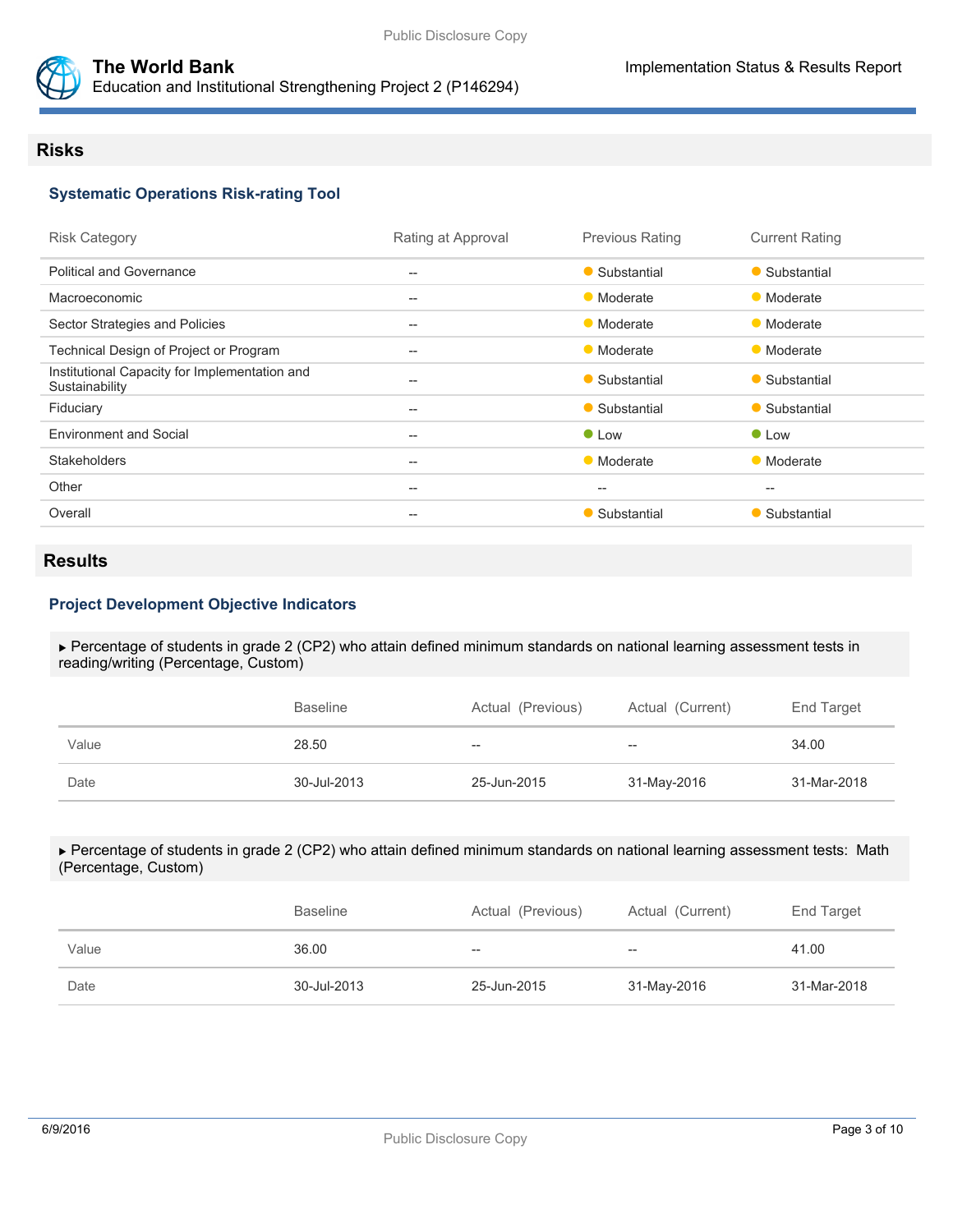## Risks

### Systematic Operations Risk-rating Tool

| Risk Category | Rating at Approval | Previous Rating | Current Rating |
|---|---|---|---|
| Political and Governance | -- | Substantial | Substantial |
| Macroeconomic | -- | Moderate | Moderate |
| Sector Strategies and Policies | -- | Moderate | Moderate |
| Technical Design of Project or Program | -- | Moderate | Moderate |
| Institutional Capacity for Implementation and Sustainability | -- | Substantial | Substantial |
| Fiduciary | -- | Substantial | Substantial |
| Environment and Social | -- | Low | Low |
| Stakeholders | -- | Moderate | Moderate |
| Other | -- | -- | -- |
| Overall | -- | Substantial | Substantial |

## Results

### Project Development Objective Indicators

▸ Percentage of students in grade 2 (CP2) who attain defined minimum standards on national learning assessment tests in reading/writing (Percentage, Custom)

| | Baseline | Actual (Previous) | Actual (Current) | End Target |
|---|---|---|---|---|
| Value | 28.50 | -- | -- | 34.00 |
| Date | 30-Jul-2013 | 25-Jun-2015 | 31-May-2016 | 31-Mar-2018 |

▸ Percentage of students in grade 2 (CP2) who attain defined minimum standards on national learning assessment tests: Math (Percentage, Custom)

| | Baseline | Actual (Previous) | Actual (Current) | End Target |
|---|---|---|---|---|
| Value | 36.00 | -- | -- | 41.00 |
| Date | 30-Jul-2013 | 25-Jun-2015 | 31-May-2016 | 31-Mar-2018 |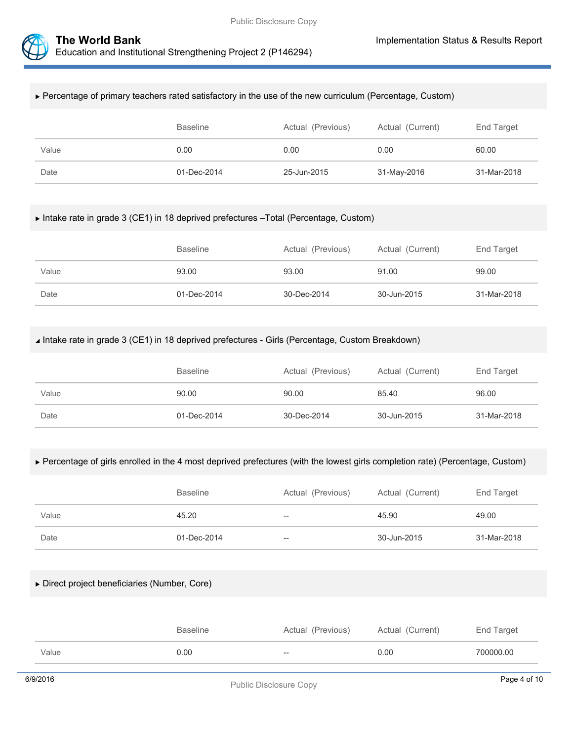▶ Percentage of primary teachers rated satisfactory in the use of the new curriculum (Percentage, Custom)

| | Baseline | Actual (Previous) | Actual (Current) | End Target |
|---|---|---|---|---|
| Value | 0.00 | 0.00 | 0.00 | 60.00 |
| Date | 01-Dec-2014 | 25-Jun-2015 | 31-May-2016 | 31-Mar-2018 |

▶ Intake rate in grade 3 (CE1) in 18 deprived prefectures –Total (Percentage, Custom)

| | Baseline | Actual (Previous) | Actual (Current) | End Target |
|---|---|---|---|---|
| Value | 93.00 | 93.00 | 91.00 | 99.00 |
| Date | 01-Dec-2014 | 30-Dec-2014 | 30-Jun-2015 | 31-Mar-2018 |

◢ Intake rate in grade 3 (CE1) in 18 deprived prefectures - Girls (Percentage, Custom Breakdown)

| | Baseline | Actual (Previous) | Actual (Current) | End Target |
|---|---|---|---|---|
| Value | 90.00 | 90.00 | 85.40 | 96.00 |
| Date | 01-Dec-2014 | 30-Dec-2014 | 30-Jun-2015 | 31-Mar-2018 |

▶ Percentage of girls enrolled in the 4 most deprived prefectures (with the lowest girls completion rate) (Percentage, Custom)

| | Baseline | Actual (Previous) | Actual (Current) | End Target |
|---|---|---|---|---|
| Value | 45.20 | -- | 45.90 | 49.00 |
| Date | 01-Dec-2014 | -- | 30-Jun-2015 | 31-Mar-2018 |

▶ Direct project beneficiaries (Number, Core)

| | Baseline | Actual (Previous) | Actual (Current) | End Target |
|---|---|---|---|---|
| Value | 0.00 | -- | 0.00 | 700000.00 |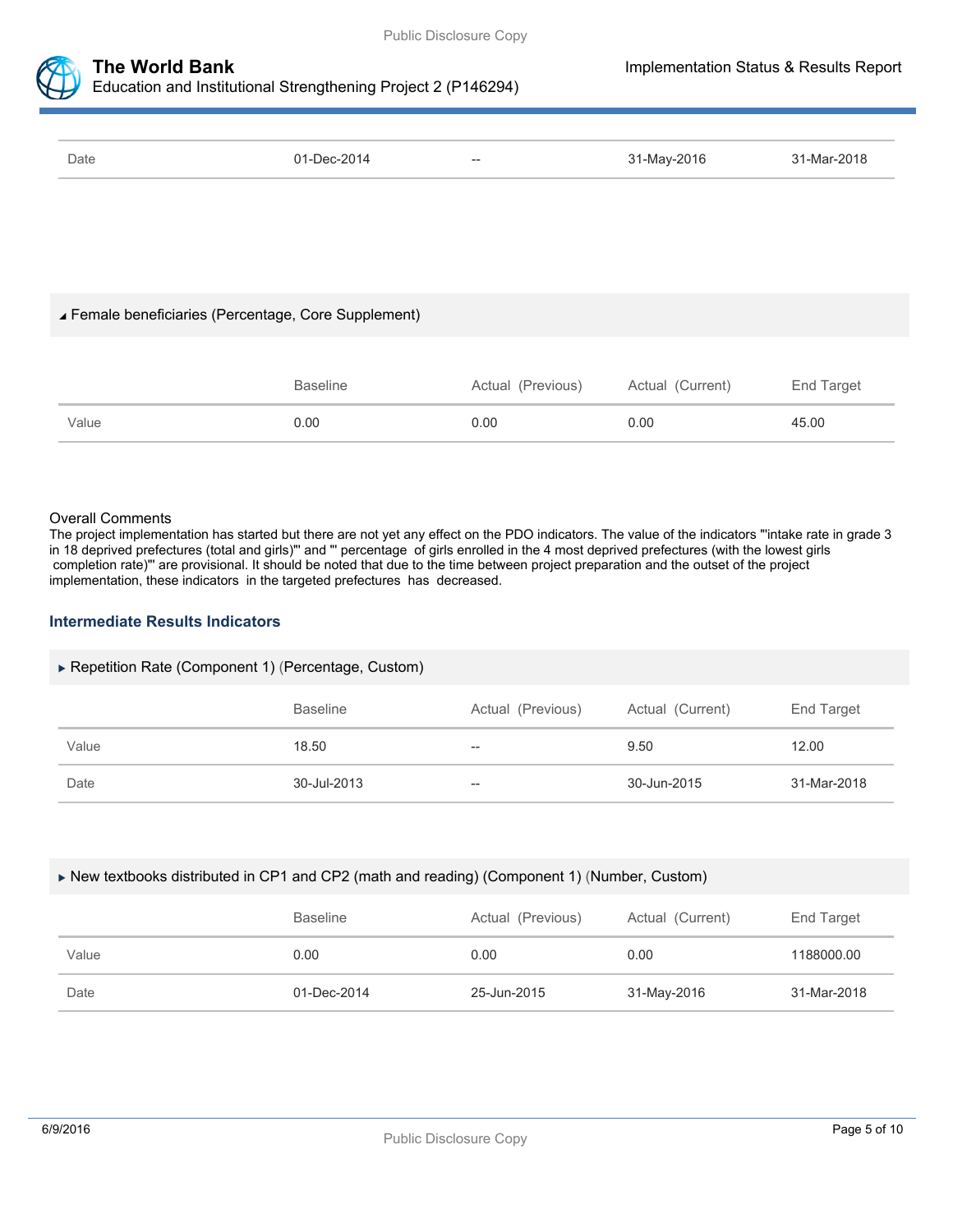| | | | | |
|---|---|---|---|---|
| Date | 01-Dec-2014 | -- | 31-May-2016 | 31-Mar-2018 |

### Female beneficiaries (Percentage, Core Supplement)

| | Baseline | Actual (Previous) | Actual (Current) | End Target |
|---|---|---|---|---|
| Value | 0.00 | 0.00 | 0.00 | 45.00 |

Overall Comments

The project implementation has started but there are not yet any effect on the PDO indicators. The value of the indicators "'intake rate in grade 3 in 18 deprived prefectures (total and girls)"' and "' percentage of girls enrolled in the 4 most deprived prefectures (with the lowest girls completion rate)"' are provisional. It should be noted that due to the time between project preparation and the outset of the project implementation, these indicators in the targeted prefectures has decreased.

## Intermediate Results Indicators

### Repetition Rate (Component 1) (Percentage, Custom)

| | Baseline | Actual (Previous) | Actual (Current) | End Target |
|---|---|---|---|---|
| Value | 18.50 | -- | 9.50 | 12.00 |
| Date | 30-Jul-2013 | -- | 30-Jun-2015 | 31-Mar-2018 |

### New textbooks distributed in CP1 and CP2 (math and reading) (Component 1) (Number, Custom)

| | Baseline | Actual (Previous) | Actual (Current) | End Target |
|---|---|---|---|---|
| Value | 0.00 | 0.00 | 0.00 | 1188000.00 |
| Date | 01-Dec-2014 | 25-Jun-2015 | 31-May-2016 | 31-Mar-2018 |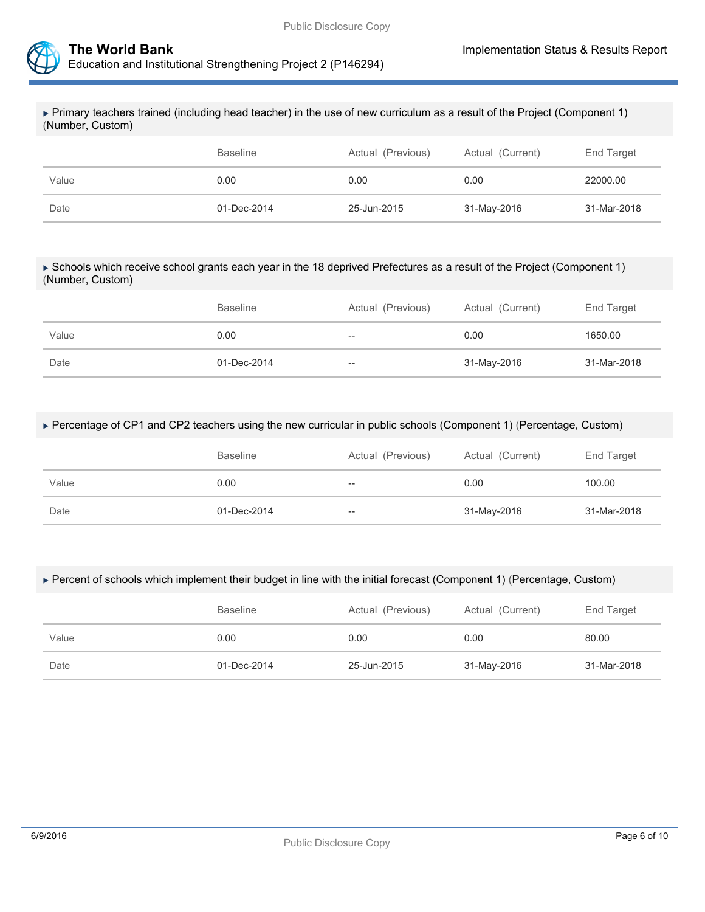▸ Primary teachers trained (including head teacher) in the use of new curriculum as a result of the Project (Component 1) (Number, Custom)

| | Baseline | Actual (Previous) | Actual (Current) | End Target |
|---|---|---|---|---|
| Value | 0.00 | 0.00 | 0.00 | 22000.00 |
| Date | 01-Dec-2014 | 25-Jun-2015 | 31-May-2016 | 31-Mar-2018 |

▸ Schools which receive school grants each year in the 18 deprived Prefectures as a result of the Project (Component 1) (Number, Custom)

| | Baseline | Actual (Previous) | Actual (Current) | End Target |
|---|---|---|---|---|
| Value | 0.00 | -- | 0.00 | 1650.00 |
| Date | 01-Dec-2014 | -- | 31-May-2016 | 31-Mar-2018 |

▸ Percentage of CP1 and CP2 teachers using the new curricular in public schools (Component 1) (Percentage, Custom)

| | Baseline | Actual (Previous) | Actual (Current) | End Target |
|---|---|---|---|---|
| Value | 0.00 | -- | 0.00 | 100.00 |
| Date | 01-Dec-2014 | -- | 31-May-2016 | 31-Mar-2018 |

▸ Percent of schools which implement their budget in line with the initial forecast (Component 1) (Percentage, Custom)

| | Baseline | Actual (Previous) | Actual (Current) | End Target |
|---|---|---|---|---|
| Value | 0.00 | 0.00 | 0.00 | 80.00 |
| Date | 01-Dec-2014 | 25-Jun-2015 | 31-May-2016 | 31-Mar-2018 |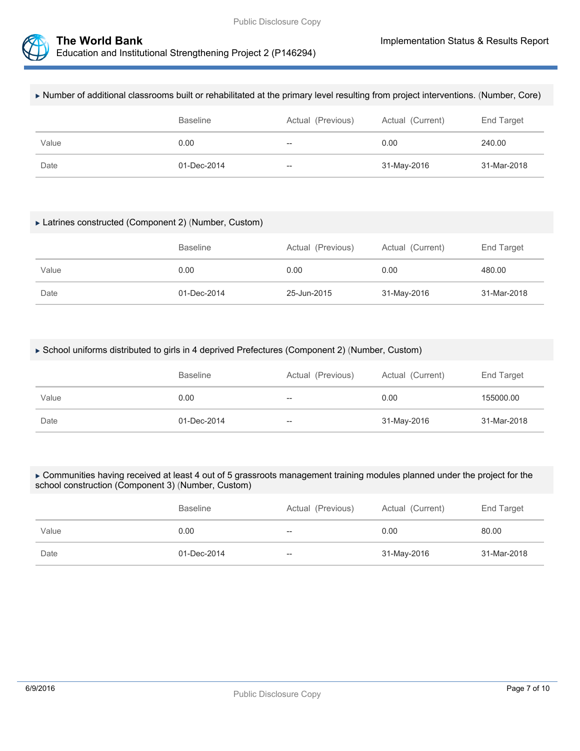▸ Number of additional classrooms built or rehabilitated at the primary level resulting from project interventions. (Number, Core)

| | Baseline | Actual (Previous) | Actual (Current) | End Target |
|---|---|---|---|---|
| Value | 0.00 | -- | 0.00 | 240.00 |
| Date | 01-Dec-2014 | -- | 31-May-2016 | 31-Mar-2018 |

▸ Latrines constructed (Component 2) (Number, Custom)

| | Baseline | Actual (Previous) | Actual (Current) | End Target |
|---|---|---|---|---|
| Value | 0.00 | 0.00 | 0.00 | 480.00 |
| Date | 01-Dec-2014 | 25-Jun-2015 | 31-May-2016 | 31-Mar-2018 |

▸ School uniforms distributed to girls in 4 deprived Prefectures (Component 2) (Number, Custom)

| | Baseline | Actual (Previous) | Actual (Current) | End Target |
|---|---|---|---|---|
| Value | 0.00 | -- | 0.00 | 155000.00 |
| Date | 01-Dec-2014 | -- | 31-May-2016 | 31-Mar-2018 |

▸ Communities having received at least 4 out of 5 grassroots management training modules planned under the project for the school construction (Component 3) (Number, Custom)

| | Baseline | Actual (Previous) | Actual (Current) | End Target |
|---|---|---|---|---|
| Value | 0.00 | -- | 0.00 | 80.00 |
| Date | 01-Dec-2014 | -- | 31-May-2016 | 31-Mar-2018 |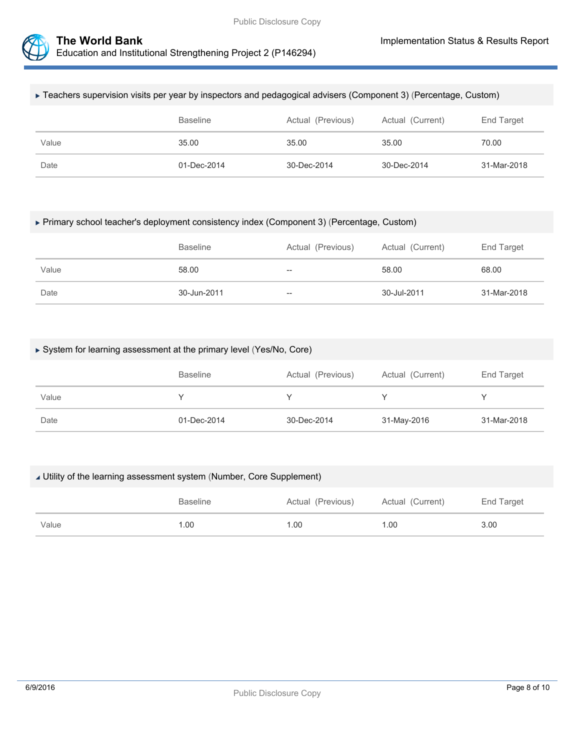▸ Teachers supervision visits per year by inspectors and pedagogical advisers (Component 3) (Percentage, Custom)

| | Baseline | Actual (Previous) | Actual (Current) | End Target |
|---|---|---|---|---|
| Value | 35.00 | 35.00 | 35.00 | 70.00 |
| Date | 01-Dec-2014 | 30-Dec-2014 | 30-Dec-2014 | 31-Mar-2018 |

▸ Primary school teacher's deployment consistency index (Component 3) (Percentage, Custom)

| | Baseline | Actual (Previous) | Actual (Current) | End Target |
|---|---|---|---|---|
| Value | 58.00 | -- | 58.00 | 68.00 |
| Date | 30-Jun-2011 | -- | 30-Jul-2011 | 31-Mar-2018 |

▸ System for learning assessment at the primary level (Yes/No, Core)

| | Baseline | Actual (Previous) | Actual (Current) | End Target |
|---|---|---|---|---|
| Value | Y | Y | Y | Y |
| Date | 01-Dec-2014 | 30-Dec-2014 | 31-May-2016 | 31-Mar-2018 |

◢ Utility of the learning assessment system (Number, Core Supplement)

| | Baseline | Actual (Previous) | Actual (Current) | End Target |
|---|---|---|---|---|
| Value | 1.00 | 1.00 | 1.00 | 3.00 |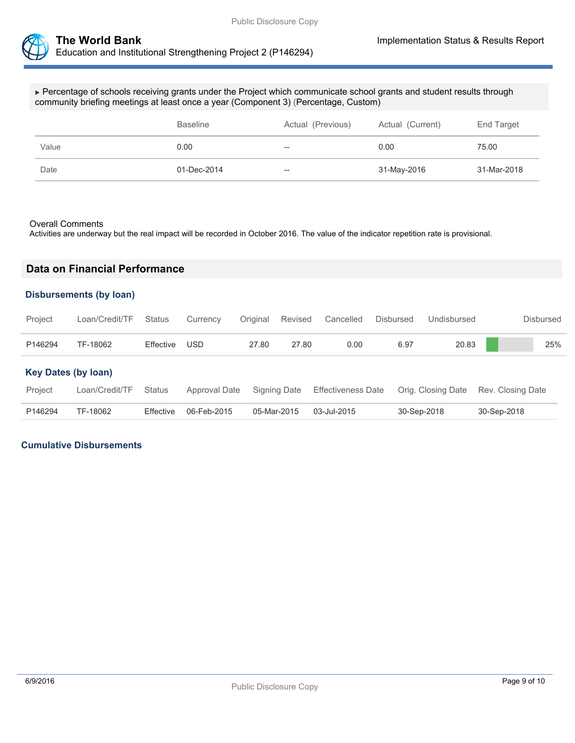▸ Percentage of schools receiving grants under the Project which communicate school grants and student results through community briefing meetings at least once a year (Component 3) (Percentage, Custom)

| | Baseline | Actual (Previous) | Actual (Current) | End Target |
|---|---|---|---|---|
| Value | 0.00 | -- | 0.00 | 75.00 |
| Date | 01-Dec-2014 | -- | 31-May-2016 | 31-Mar-2018 |

Overall Comments
Activities are underway but the real impact will be recorded in October 2016. The value of the indicator repetition rate is provisional.

## Data on Financial Performance

### Disbursements (by loan)

| Project | Loan/Credit/TF | Status | Currency | Original | Revised | Cancelled | Disbursed | Undisbursed | Disbursed |
|---|---|---|---|---|---|---|---|---|---|
| P146294 | TF-18062 | Effective | USD | 27.80 | 27.80 | 0.00 | 6.97 | 20.83 | 25% |

### Key Dates (by loan)

| Project | Loan/Credit/TF | Status | Approval Date | Signing Date | Effectiveness Date | Orig. Closing Date | Rev. Closing Date |
|---|---|---|---|---|---|---|---|
| P146294 | TF-18062 | Effective | 06-Feb-2015 | 05-Mar-2015 | 03-Jul-2015 | 30-Sep-2018 | 30-Sep-2018 |

### Cumulative Disbursements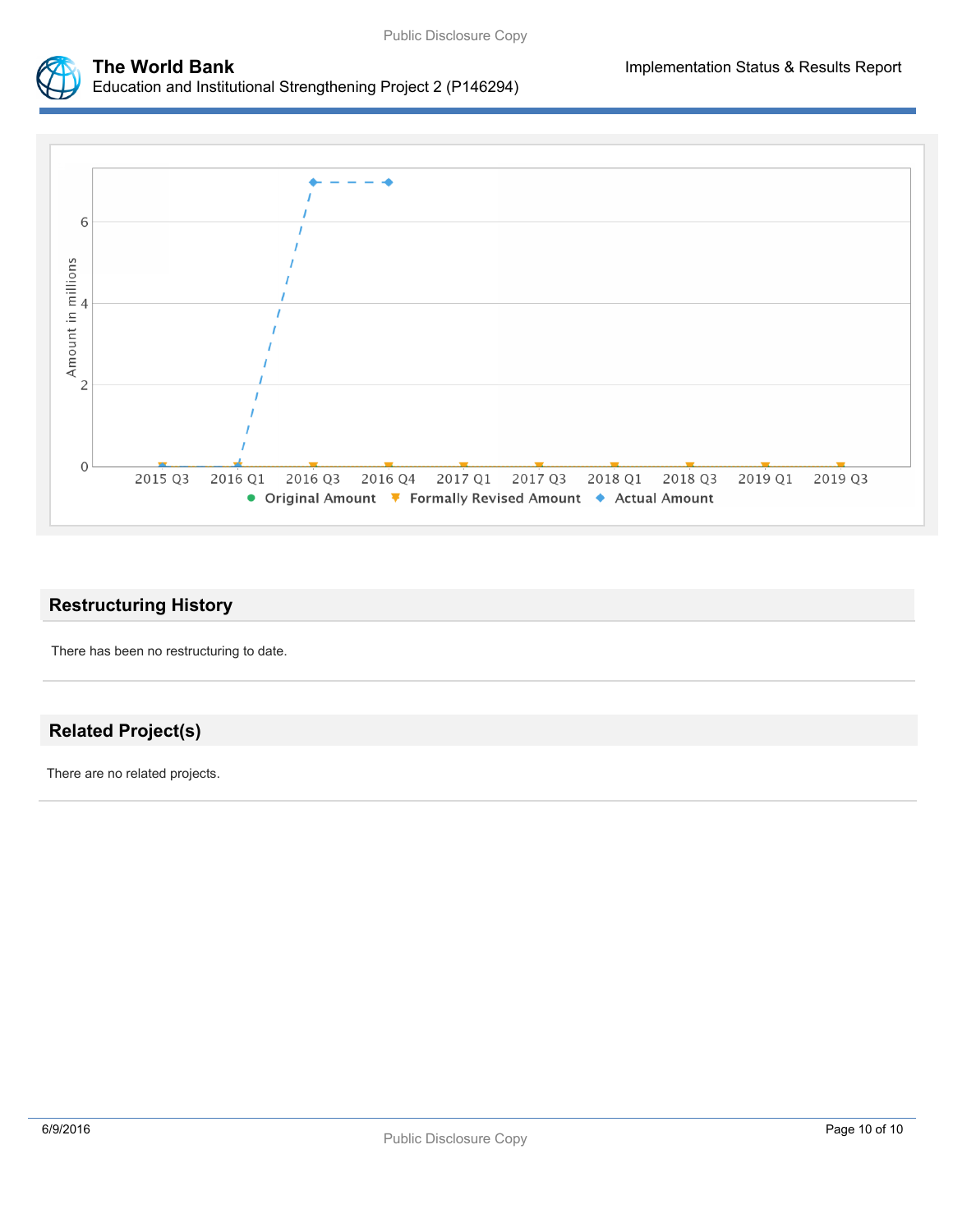Amount in millions

6

4

2

0

2015 Q3 2016 Q1 2016 Q3 2016 Q4 2017 Q1 2017 Q3 2018 Q1 2018 Q3 2019 Q1 2019 Q3

Original Amount Formally Revised Amount Actual Amount

## Restructuring History

There has been no restructuring to date.

## Related Project(s)

There are no related projects.